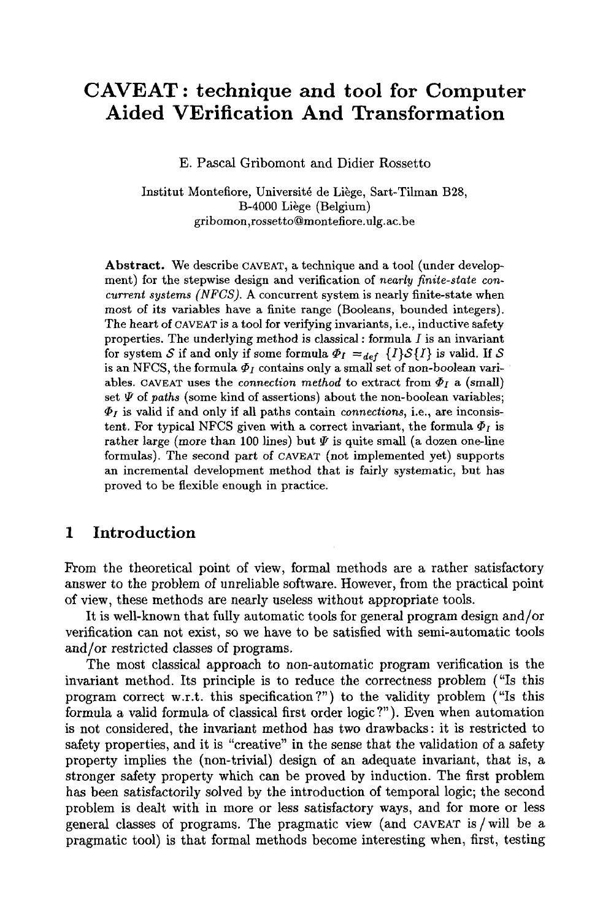# CAVEAT: technique and tool for Computer Aided VErification And Transformation

E. Pascal Gribomont and Didier Rossetto

Institut Montefiore, Université de Liège, Sart-Tilman B28,
B-4000 Liège (Belgium)
gribomon,rossetto@montefiore.ulg.ac.be

**Abstract.** We describe CAVEAT, a technique and a tool (under development) for the stepwise design and verification of *nearly finite-state concurrent systems (NFCS)*. A concurrent system is nearly finite-state when most of its variables have a finite range (Booleans, bounded integers). The heart of CAVEAT is a tool for verifying invariants, i.e., inductive safety properties. The underlying method is classical: formula $I$ is an invariant for system $\mathcal{S}$ if and only if some formula $\Phi_I =_{def} \{I\}\mathcal{S}\{I\}$ is valid. If $\mathcal{S}$ is an NFCS, the formula $\Phi_I$ contains only a small set of non-boolean variables. CAVEAT uses the *connection method* to extract from $\Phi_I$ a (small) set $\Psi$ of *paths* (some kind of assertions) about the non-boolean variables; $\Phi_I$ is valid if and only if all paths contain *connections*, i.e., are inconsistent. For typical NFCS given with a correct invariant, the formula $\Phi_I$ is rather large (more than 100 lines) but $\Psi$ is quite small (a dozen one-line formulas). The second part of CAVEAT (not implemented yet) supports an incremental development method that is fairly systematic, but has proved to be flexible enough in practice.

## 1 Introduction

From the theoretical point of view, formal methods are a rather satisfactory answer to the problem of unreliable software. However, from the practical point of view, these methods are nearly useless without appropriate tools.

It is well-known that fully automatic tools for general program design and/or verification can not exist, so we have to be satisfied with semi-automatic tools and/or restricted classes of programs.

The most classical approach to non-automatic program verification is the invariant method. Its principle is to reduce the correctness problem ("Is this program correct w.r.t. this specification?") to the validity problem ("Is this formula a valid formula of classical first order logic?"). Even when automation is not considered, the invariant method has two drawbacks: it is restricted to safety properties, and it is "creative" in the sense that the validation of a safety property implies the (non-trivial) design of an adequate invariant, that is, a stronger safety property which can be proved by induction. The first problem has been satisfactorily solved by the introduction of temporal logic; the second problem is dealt with in more or less satisfactory ways, and for more or less general classes of programs. The pragmatic view (and CAVEAT is / will be a pragmatic tool) is that formal methods become interesting when, first, testing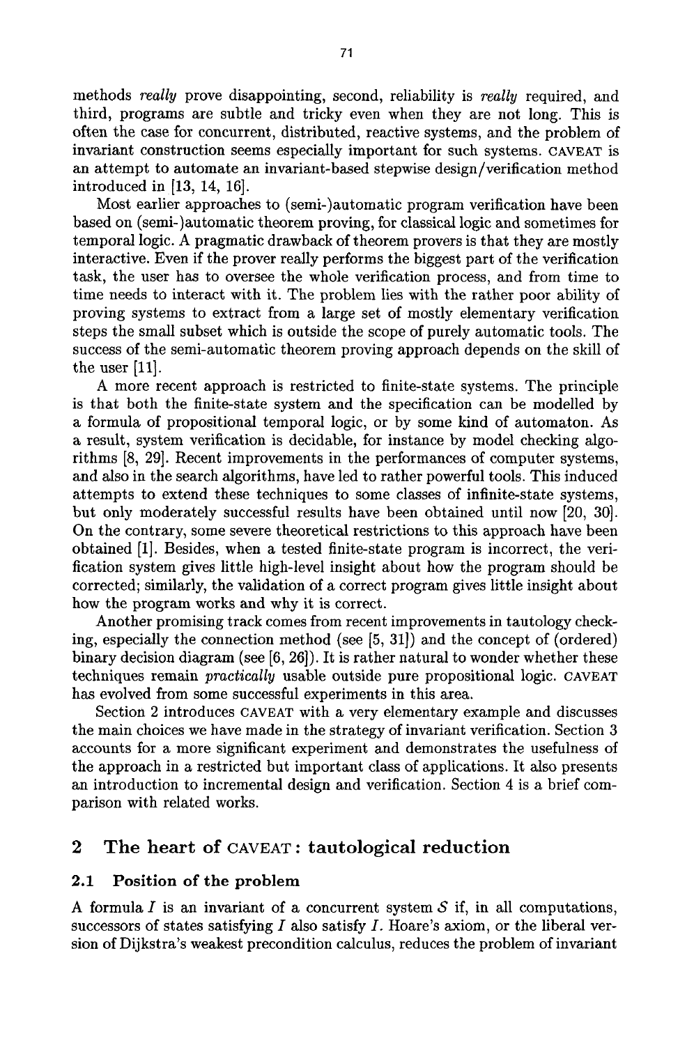methods *really* prove disappointing, second, reliability is *really* required, and third, programs are subtle and tricky even when they are not long. This is often the case for concurrent, distributed, reactive systems, and the problem of invariant construction seems especially important for such systems. CAVEAT is an attempt to automate an invariant-based stepwise design/verification method introduced in [13, 14, 16].

Most earlier approaches to (semi-)automatic program verification have been based on (semi-)automatic theorem proving, for classical logic and sometimes for temporal logic. A pragmatic drawback of theorem provers is that they are mostly interactive. Even if the prover really performs the biggest part of the verification task, the user has to oversee the whole verification process, and from time to time needs to interact with it. The problem lies with the rather poor ability of proving systems to extract from a large set of mostly elementary verification steps the small subset which is outside the scope of purely automatic tools. The success of the semi-automatic theorem proving approach depends on the skill of the user [11].

A more recent approach is restricted to finite-state systems. The principle is that both the finite-state system and the specification can be modelled by a formula of propositional temporal logic, or by some kind of automaton. As a result, system verification is decidable, for instance by model checking algorithms [8, 29]. Recent improvements in the performances of computer systems, and also in the search algorithms, have led to rather powerful tools. This induced attempts to extend these techniques to some classes of infinite-state systems, but only moderately successful results have been obtained until now [20, 30]. On the contrary, some severe theoretical restrictions to this approach have been obtained [1]. Besides, when a tested finite-state program is incorrect, the verification system gives little high-level insight about how the program should be corrected; similarly, the validation of a correct program gives little insight about how the program works and why it is correct.

Another promising track comes from recent improvements in tautology checking, especially the connection method (see [5, 31]) and the concept of (ordered) binary decision diagram (see [6, 26]). It is rather natural to wonder whether these techniques remain *practically* usable outside pure propositional logic. CAVEAT has evolved from some successful experiments in this area.

Section 2 introduces CAVEAT with a very elementary example and discusses the main choices we have made in the strategy of invariant verification. Section 3 accounts for a more significant experiment and demonstrates the usefulness of the approach in a restricted but important class of applications. It also presents an introduction to incremental design and verification. Section 4 is a brief comparison with related works.

## 2 The heart of CAVEAT: tautological reduction

### 2.1 Position of the problem

A formula $I$ is an invariant of a concurrent system $\mathcal{S}$ if, in all computations, successors of states satisfying $I$ also satisfy $I$. Hoare's axiom, or the liberal version of Dijkstra's weakest precondition calculus, reduces the problem of invariant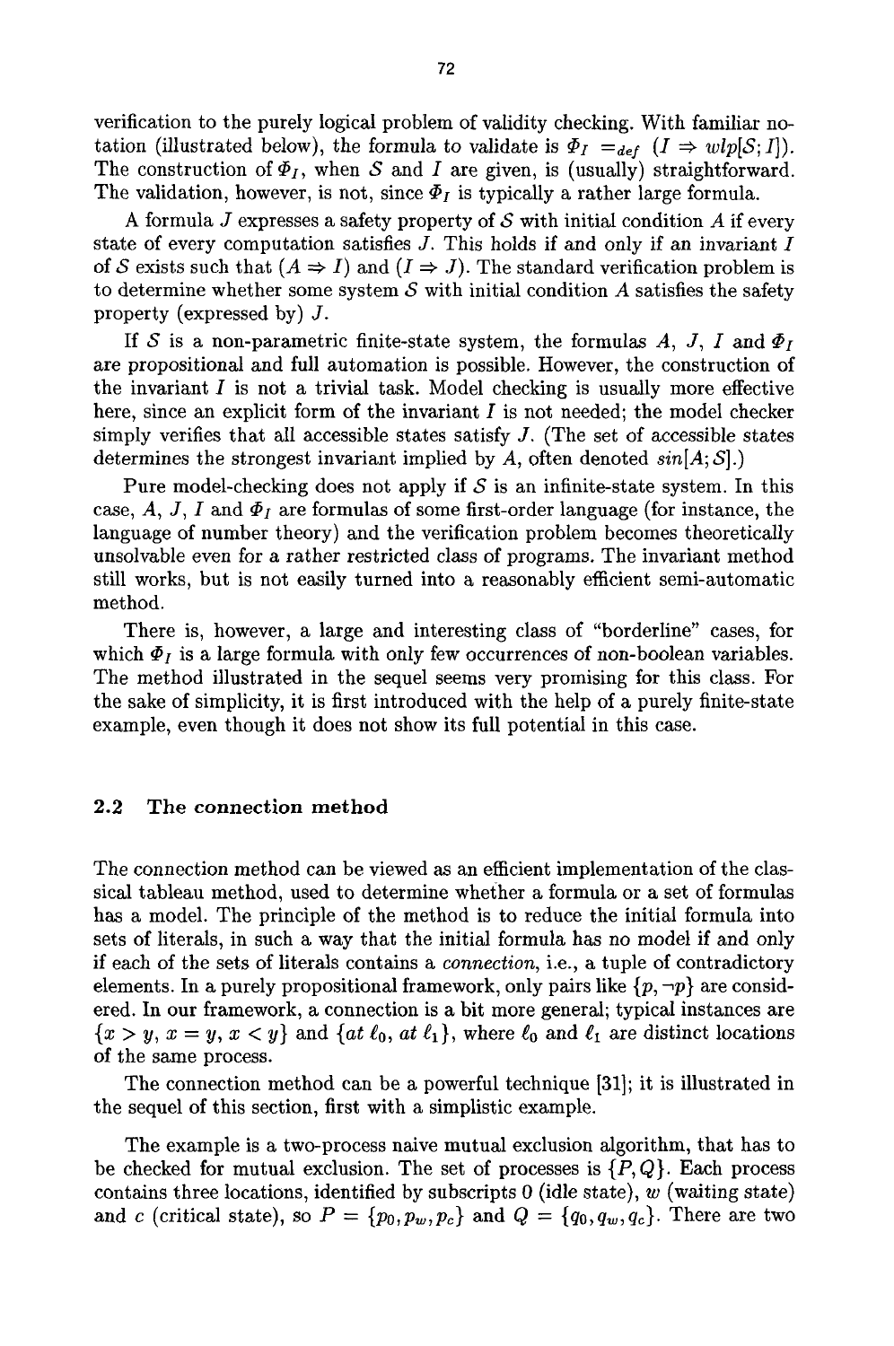verification to the purely logical problem of validity checking. With familiar notation (illustrated below), the formula to validate is $\Phi_I =_{def} (I \Rightarrow wlp[S; I])$. The construction of $\Phi_I$, when $S$ and $I$ are given, is (usually) straightforward. The validation, however, is not, since $\Phi_I$ is typically a rather large formula.

A formula $J$ expresses a safety property of $S$ with initial condition $A$ if every state of every computation satisfies $J$. This holds if and only if an invariant $I$ of $S$ exists such that $(A \Rightarrow I)$ and $(I \Rightarrow J)$. The standard verification problem is to determine whether some system $S$ with initial condition $A$ satisfies the safety property (expressed by) $J$.

If $S$ is a non-parametric finite-state system, the formulas $A$, $J$, $I$ and $\Phi_I$ are propositional and full automation is possible. However, the construction of the invariant $I$ is not a trivial task. Model checking is usually more effective here, since an explicit form of the invariant $I$ is not needed; the model checker simply verifies that all accessible states satisfy $J$. (The set of accessible states determines the strongest invariant implied by $A$, often denoted $sin[A; S]$.)

Pure model-checking does not apply if $S$ is an infinite-state system. In this case, $A$, $J$, $I$ and $\Phi_I$ are formulas of some first-order language (for instance, the language of number theory) and the verification problem becomes theoretically unsolvable even for a rather restricted class of programs. The invariant method still works, but is not easily turned into a reasonably efficient semi-automatic method.

There is, however, a large and interesting class of "borderline" cases, for which $\Phi_I$ is a large formula with only few occurrences of non-boolean variables. The method illustrated in the sequel seems very promising for this class. For the sake of simplicity, it is first introduced with the help of a purely finite-state example, even though it does not show its full potential in this case.

## 2.2 The connection method

The connection method can be viewed as an efficient implementation of the classical tableau method, used to determine whether a formula or a set of formulas has a model. The principle of the method is to reduce the initial formula into sets of literals, in such a way that the initial formula has no model if and only if each of the sets of literals contains a *connection*, i.e., a tuple of contradictory elements. In a purely propositional framework, only pairs like $\{p, \neg p\}$ are considered. In our framework, a connection is a bit more general; typical instances are $\{x > y,\, x = y,\, x < y\}$ and $\{at\ \ell_0,\, at\ \ell_1\}$, where $\ell_0$ and $\ell_1$ are distinct locations of the same process.

The connection method can be a powerful technique [31]; it is illustrated in the sequel of this section, first with a simplistic example.

The example is a two-process naive mutual exclusion algorithm, that has to be checked for mutual exclusion. The set of processes is $\{P, Q\}$. Each process contains three locations, identified by subscripts 0 (idle state), $w$ (waiting state) and $c$ (critical state), so $P = \{p_0, p_w, p_c\}$ and $Q = \{q_0, q_w, q_c\}$. There are two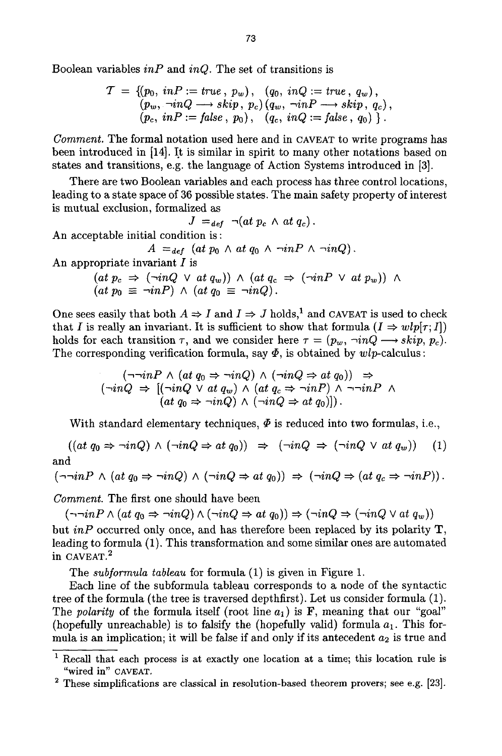Boolean variables *inP* and *inQ*. The set of transitions is

$$\mathcal{T} = \{(p_0,\ inP := true\ ,\ p_w)\ ,\ \ (q_0,\ inQ := true\ ,\ q_w)\ ,\\ (p_w,\ \neg inQ \longrightarrow skip\ ,\ p_c)\,(q_w,\ \neg inP \longrightarrow skip\ ,\ q_c)\ ,\\ (p_c,\ inP := false\ ,\ p_0)\ ,\ \ (q_c,\ inQ := false\ ,\ q_0)\ \}\ .$$

*Comment.* The formal notation used here and in CAVEAT to write programs has been introduced in [14]. It is similar in spirit to many other notations based on states and transitions, e.g. the language of Action Systems introduced in [3].

There are two Boolean variables and each process has three control locations, leading to a state space of 36 possible states. The main safety property of interest is mutual exclusion, formalized as

$$J =_{def} \neg(at\ p_c \wedge at\ q_c)\ .$$

An acceptable initial condition is:

$$A =_{def} (at\ p_0 \wedge at\ q_0 \wedge \neg inP \wedge \neg inQ)\ .$$

An appropriate invariant $I$ is

$$(at\ p_c \Rightarrow (\neg inQ \vee at\ q_w)) \wedge (at\ q_c \Rightarrow (\neg inP \vee at\ p_w)) \wedge\\ (at\ p_0 \equiv \neg inP) \wedge (at\ q_0 \equiv \neg inQ)\ .$$

One sees easily that both $A \Rightarrow I$ and $I \Rightarrow J$ holds,[1] and CAVEAT is used to check that $I$ is really an invariant. It is sufficient to show that formula $(I \Rightarrow wlp[\tau; I])$ holds for each transition $\tau$, and we consider here $\tau = (p_w, \neg inQ \longrightarrow skip, p_c)$. The corresponding verification formula, say $\Phi$, is obtained by *wlp*-calculus:

$$(\neg\neg inP \wedge (at\ q_0 \Rightarrow \neg inQ) \wedge (\neg inQ \Rightarrow at\ q_0)) \ \Rightarrow\\ (\neg inQ \ \Rightarrow\ [(\neg inQ \vee at\ q_w) \wedge (at\ q_c \Rightarrow \neg inP) \wedge \neg\neg inP \ \wedge\\ (at\ q_0 \Rightarrow \neg inQ) \wedge (\neg inQ \Rightarrow at\ q_0)])\ .$$

With standard elementary techniques, $\Phi$ is reduced into two formulas, i.e.,

$$((at\ q_0 \Rightarrow \neg inQ) \wedge (\neg inQ \Rightarrow at\ q_0)) \ \Rightarrow\ (\neg inQ \ \Rightarrow\ (\neg inQ \vee at\ q_w)) \qquad (1)$$

and

$$(\neg\neg inP \wedge (at\ q_0 \Rightarrow \neg inQ) \wedge (\neg inQ \Rightarrow at\ q_0)) \Rightarrow (\neg inQ \Rightarrow (at\ q_c \Rightarrow \neg inP))\ .$$

*Comment.* The first one should have been

$$(\neg\neg inP \wedge (at\ q_0 \Rightarrow \neg inQ) \wedge (\neg inQ \Rightarrow at\ q_0)) \Rightarrow (\neg inQ \Rightarrow (\neg inQ \vee at\ q_w))$$

but *inP* occurred only once, and has therefore been replaced by its polarity $\mathbf{T}$, leading to formula (1). This transformation and some similar ones are automated in CAVEAT.[2]

The *subformula tableau* for formula (1) is given in Figure 1.

Each line of the subformula tableau corresponds to a node of the syntactic tree of the formula (the tree is traversed depthfirst). Let us consider formula (1). The *polarity* of the formula itself (root line $a_1$) is $\mathbf{F}$, meaning that our "goal" (hopefully unreachable) is to falsify the (hopefully valid) formula $a_1$. This formula is an implication; it will be false if and only if its antecedent $a_2$ is true and

---

[1] Recall that each process is at exactly one location at a time; this location rule is "wired in" CAVEAT.

[2] These simplifications are classical in resolution-based theorem provers; see e.g. [23].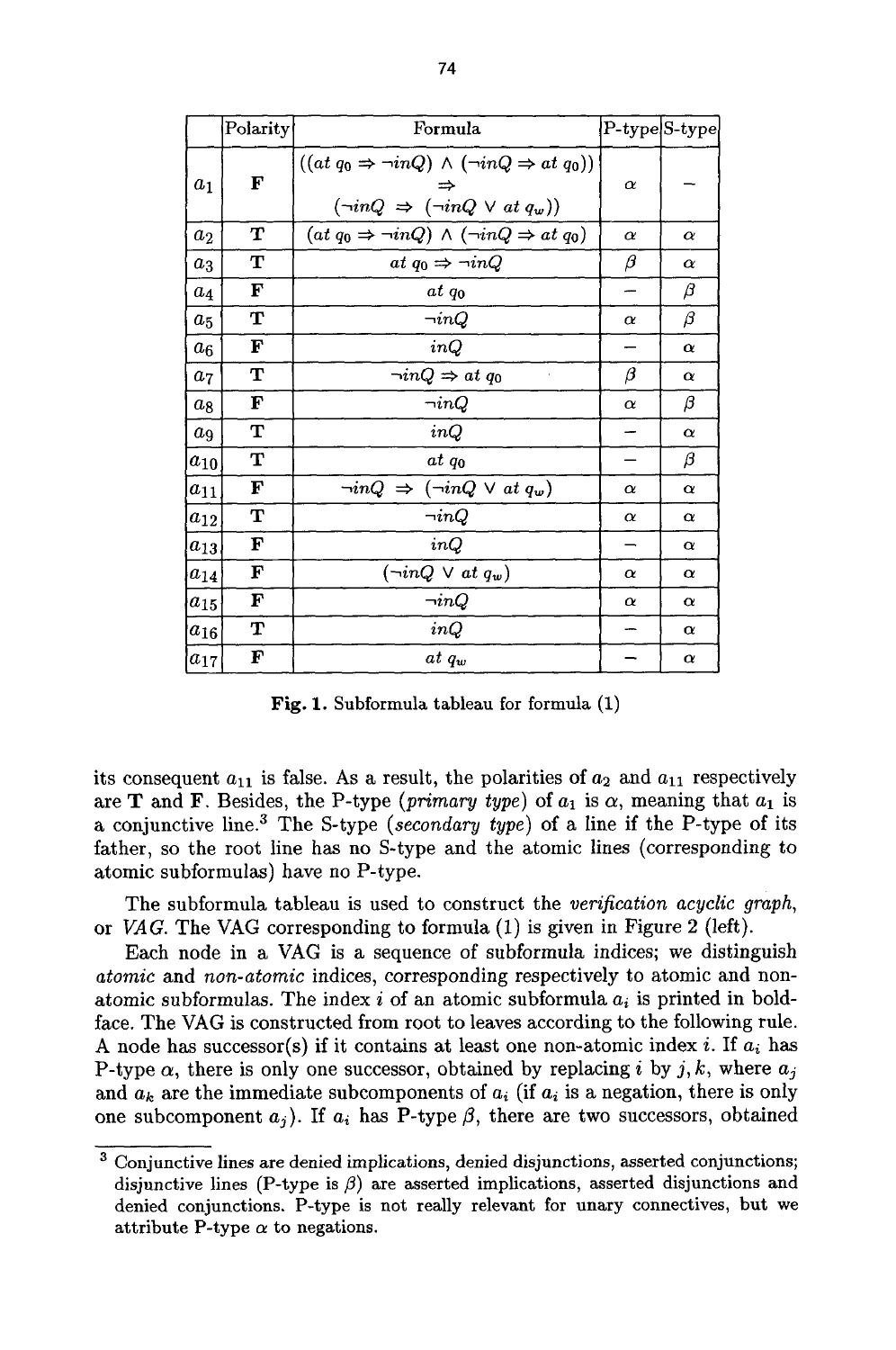| | Polarity | Formula | P-type | S-type |
|---|---|---|---|---|
| $a_1$ | **F** | $((at\ q_0 \Rightarrow \neg inQ) \wedge (\neg inQ \Rightarrow at\ q_0)) \Rightarrow (\neg inQ \Rightarrow (\neg inQ \vee at\ q_w))$ | $\alpha$ | – |
| $a_2$ | **T** | $(at\ q_0 \Rightarrow \neg inQ) \wedge (\neg inQ \Rightarrow at\ q_0)$ | $\alpha$ | $\alpha$ |
| $a_3$ | **T** | $at\ q_0 \Rightarrow \neg inQ$ | $\beta$ | $\alpha$ |
| $a_4$ | **F** | $at\ q_0$ | – | $\beta$ |
| $a_5$ | **T** | $\neg inQ$ | $\alpha$ | $\beta$ |
| $a_6$ | **F** | $inQ$ | – | $\alpha$ |
| $a_7$ | **T** | $\neg inQ \Rightarrow at\ q_0$ | $\beta$ | $\alpha$ |
| $a_8$ | **F** | $\neg inQ$ | $\alpha$ | $\beta$ |
| $a_9$ | **T** | $inQ$ | – | $\alpha$ |
| $a_{10}$ | **T** | $at\ q_0$ | – | $\beta$ |
| $a_{11}$ | **F** | $\neg inQ \Rightarrow (\neg inQ \vee at\ q_w)$ | $\alpha$ | $\alpha$ |
| $a_{12}$ | **T** | $\neg inQ$ | $\alpha$ | $\alpha$ |
| $a_{13}$ | **F** | $inQ$ | – | $\alpha$ |
| $a_{14}$ | **F** | $(\neg inQ \vee at\ q_w)$ | $\alpha$ | $\alpha$ |
| $a_{15}$ | **F** | $\neg inQ$ | $\alpha$ | $\alpha$ |
| $a_{16}$ | **T** | $inQ$ | – | $\alpha$ |
| $a_{17}$ | **F** | $at\ q_w$ | – | $\alpha$ |

**Fig. 1.** Subformula tableau for formula (1)

its consequent $a_{11}$ is false. As a result, the polarities of $a_2$ and $a_{11}$ respectively are **T** and **F**. Besides, the P-type (*primary type*) of $a_1$ is $\alpha$, meaning that $a_1$ is a conjunctive line.[3] The S-type (*secondary type*) of a line if the P-type of its father, so the root line has no S-type and the atomic lines (corresponding to atomic subformulas) have no P-type.

The subformula tableau is used to construct the *verification acyclic graph*, or *VAG*. The VAG corresponding to formula (1) is given in Figure 2 (left).

Each node in a VAG is a sequence of subformula indices; we distinguish *atomic* and *non-atomic* indices, corresponding respectively to atomic and non-atomic subformulas. The index $i$ of an atomic subformula $a_i$ is printed in boldface. The VAG is constructed from root to leaves according to the following rule. A node has successor(s) if it contains at least one non-atomic index $i$. If $a_i$ has P-type $\alpha$, there is only one successor, obtained by replacing $i$ by $j, k$, where $a_j$ and $a_k$ are the immediate subcomponents of $a_i$ (if $a_i$ is a negation, there is only one subcomponent $a_j$). If $a_i$ has P-type $\beta$, there are two successors, obtained

[3] Conjunctive lines are denied implications, denied disjunctions, asserted conjunctions; disjunctive lines (P-type is $\beta$) are asserted implications, asserted disjunctions and denied conjunctions. P-type is not really relevant for unary connectives, but we attribute P-type $\alpha$ to negations.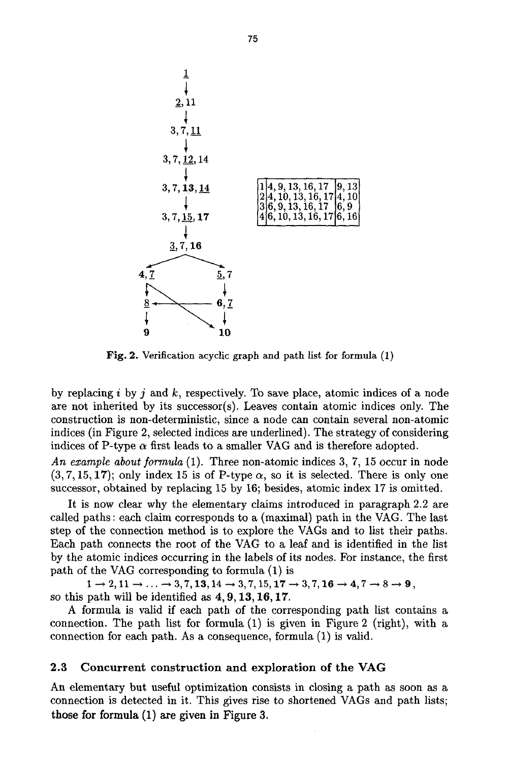| 1 | 4, 9, 13, 16, 17 | 9, 13 |
|---|---|---|
| 2 | 4, 10, 13, 16, 17 | 4, 10 |
| 3 | 6, 9, 13, 16, 17 | 6, 9 |
| 4 | 6, 10, 13, 16, 17 | 6, 16 |

**Fig. 2.** Verification acyclic graph and path list for formula (1)

by replacing $i$ by $j$ and $k$, respectively. To save place, atomic indices of a node are not inherited by its successor(s). Leaves contain atomic indices only. The construction is non-deterministic, since a node can contain several non-atomic indices (in Figure 2, selected indices are underlined). The strategy of considering indices of P-type $\alpha$ first leads to a smaller VAG and is therefore adopted.

*An example about formula* (1). Three non-atomic indices 3, 7, 15 occur in node $(3, 7, 15, \mathbf{17})$; only index 15 is of P-type $\alpha$, so it is selected. There is only one successor, obtained by replacing 15 by 16; besides, atomic index 17 is omitted.

It is now clear why the elementary claims introduced in paragraph 2.2 are called paths: each claim corresponds to a (maximal) path in the VAG. The last step of the connection method is to explore the VAGs and to list their paths. Each path connects the root of the VAG to a leaf and is identified in the list by the atomic indices occurring in the labels of its nodes. For instance, the first path of the VAG corresponding to formula (1) is

$$1 \rightarrow 2, 11 \rightarrow \ldots \rightarrow 3, 7, \mathbf{13}, 14 \rightarrow 3, 7, 15, \mathbf{17} \rightarrow 3, 7, \mathbf{16} \rightarrow \mathbf{4}, 7 \rightarrow 8 \rightarrow \mathbf{9},$$

so this path will be identified as $\mathbf{4, 9, 13, 16, 17}$.

A formula is valid if each path of the corresponding path list contains a connection. The path list for formula (1) is given in Figure 2 (right), with a connection for each path. As a consequence, formula (1) is valid.

### 2.3 Concurrent construction and exploration of the VAG

An elementary but useful optimization consists in closing a path as soon as a connection is detected in it. This gives rise to shortened VAGs and path lists; those for formula (1) are given in Figure 3.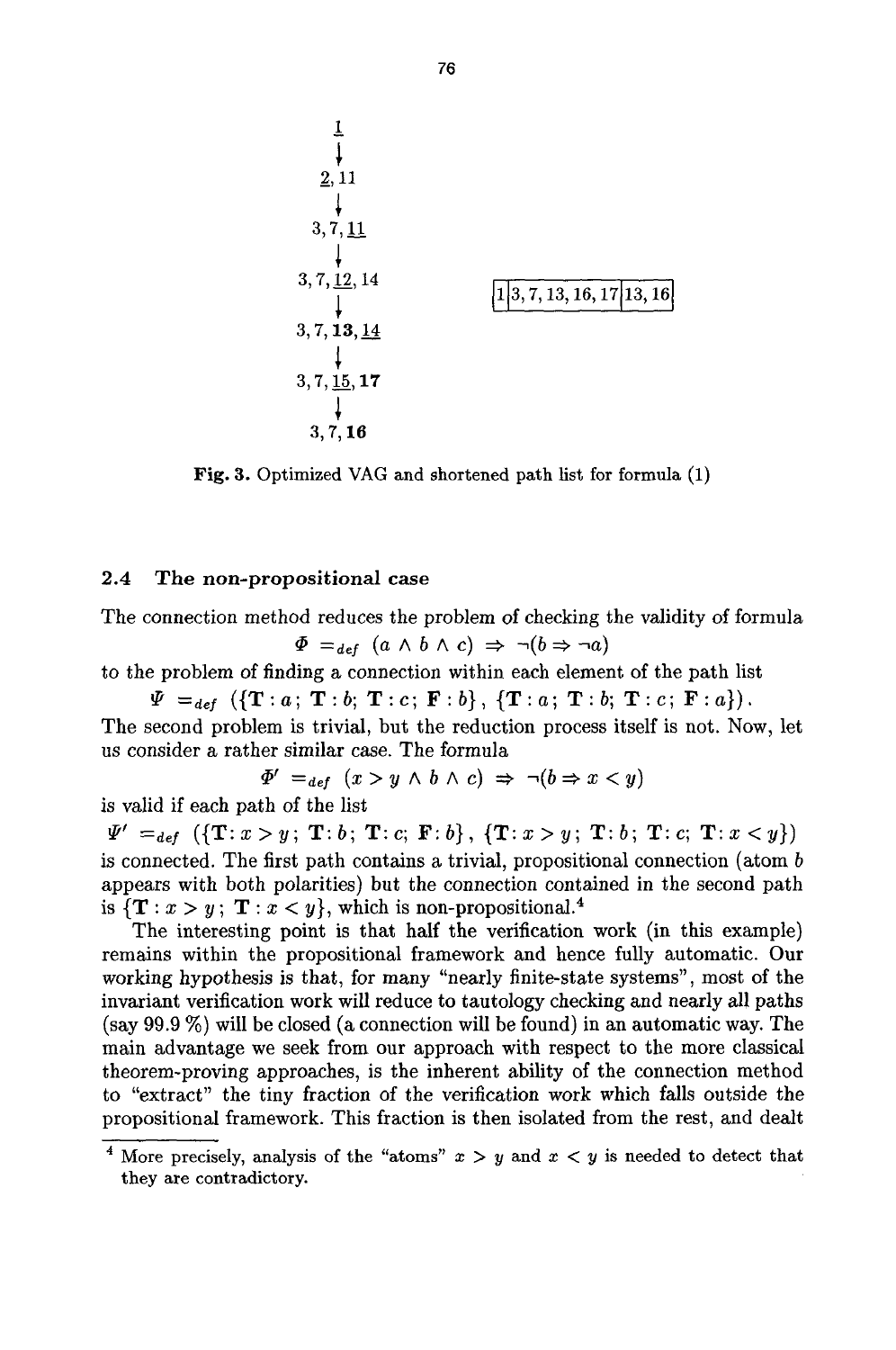$\underline{1}$

↓

$\underline{2}, 11$

↓

$3, 7, \underline{11}$

↓

$3, 7, \underline{12}, 14$

↓

$3, 7, \mathbf{13}, \underline{14}$

↓

$3, 7, \underline{15}, \mathbf{17}$

↓

$3, 7, \mathbf{16}$

| 1 | 3, 7, 13, 16, 17 | 13, 16 |
|---|---|---|

**Fig. 3.** Optimized VAG and shortened path list for formula (1)

### 2.4 The non-propositional case

The connection method reduces the problem of checking the validity of formula

$$\Phi =_{def} (a \wedge b \wedge c) \Rightarrow \neg(b \Rightarrow \neg a)$$

to the problem of finding a connection within each element of the path list

$$\Psi =_{def} (\{\mathbf{T}: a;\ \mathbf{T}: b;\ \mathbf{T}: c;\ \mathbf{F}: b\},\ \{\mathbf{T}: a;\ \mathbf{T}: b;\ \mathbf{T}: c;\ \mathbf{F}: a\}).$$

The second problem is trivial, but the reduction process itself is not. Now, let us consider a rather similar case. The formula

$$\Phi' =_{def} (x > y \wedge b \wedge c) \Rightarrow \neg(b \Rightarrow x < y)$$

is valid if each path of the list

$$\Psi' =_{def} (\{\mathbf{T}: x > y;\ \mathbf{T}: b;\ \mathbf{T}: c;\ \mathbf{F}: b\},\ \{\mathbf{T}: x > y;\ \mathbf{T}: b;\ \mathbf{T}: c;\ \mathbf{T}: x < y\})$$

is connected. The first path contains a trivial, propositional connection (atom $b$ appears with both polarities) but the connection contained in the second path is $\{\mathbf{T}: x > y;\ \mathbf{T}: x < y\}$, which is non-propositional.[4]

The interesting point is that half the verification work (in this example) remains within the propositional framework and hence fully automatic. Our working hypothesis is that, for many "nearly finite-state systems", most of the invariant verification work will reduce to tautology checking and nearly all paths (say 99.9 %) will be closed (a connection will be found) in an automatic way. The main advantage we seek from our approach with respect to the more classical theorem-proving approaches, is the inherent ability of the connection method to "extract" the tiny fraction of the verification work which falls outside the propositional framework. This fraction is then isolated from the rest, and dealt

---

[4] More precisely, analysis of the "atoms" $x > y$ and $x < y$ is needed to detect that they are contradictory.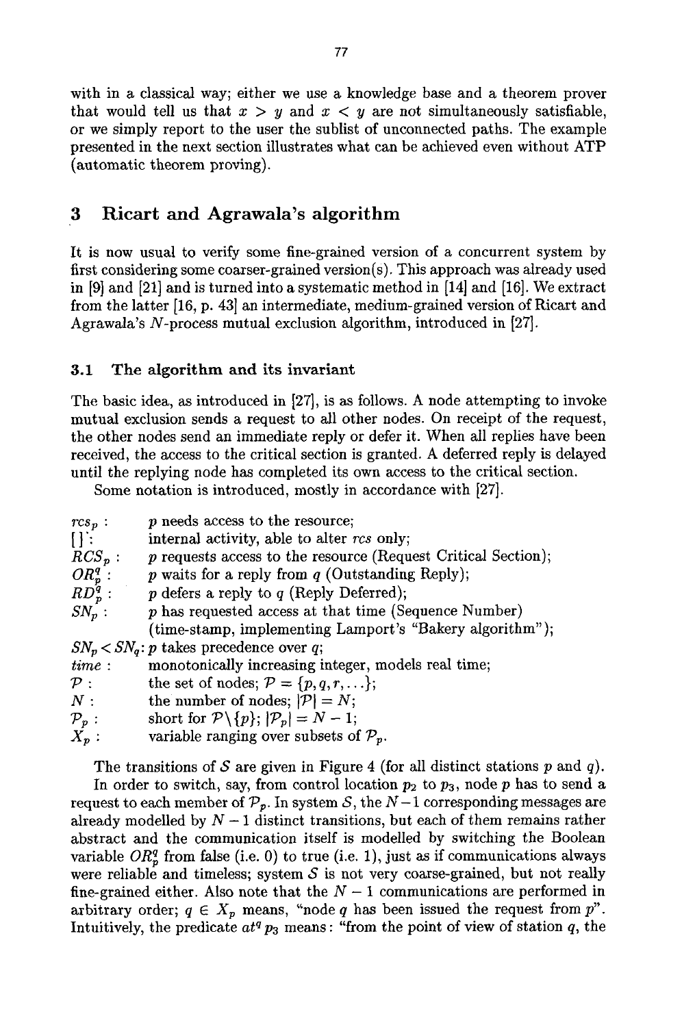with in a classical way; either we use a knowledge base and a theorem prover that would tell us that $x > y$ and $x < y$ are not simultaneously satisfiable, or we simply report to the user the sublist of unconnected paths. The example presented in the next section illustrates what can be achieved even without ATP (automatic theorem proving).

## 3 Ricart and Agrawala's algorithm

It is now usual to verify some fine-grained version of a concurrent system by first considering some coarser-grained version(s). This approach was already used in [9] and [21] and is turned into a systematic method in [14] and [16]. We extract from the latter [16, p. 43] an intermediate, medium-grained version of Ricart and Agrawala's $N$-process mutual exclusion algorithm, introduced in [27].

### 3.1 The algorithm and its invariant

The basic idea, as introduced in [27], is as follows. A node attempting to invoke mutual exclusion sends a request to all other nodes. On receipt of the request, the other nodes send an immediate reply or defer it. When all replies have been received, the access to the critical section is granted. A deferred reply is delayed until the replying node has completed its own access to the critical section.

Some notation is introduced, mostly in accordance with [27].

- $rcs_p$ : $p$ needs access to the resource;
- $[\,]$ : internal activity, able to alter $rcs$ only;
- $RCS_p$ : $p$ requests access to the resource (Request Critical Section);
- $OR_p^q$ : $p$ waits for a reply from $q$ (Outstanding Reply);
- $RD_p^q$ : $p$ defers a reply to $q$ (Reply Deferred);
- $SN_p$ : $p$ has requested access at that time (Sequence Number) (time-stamp, implementing Lamport's "Bakery algorithm");
- $SN_p < SN_q$: $p$ takes precedence over $q$;
- $time$ : monotonically increasing integer, models real time;
- $\mathcal{P}$ : the set of nodes; $\mathcal{P} = \{p, q, r, \ldots\}$;
- $N$ : the number of nodes; $|\mathcal{P}| = N$;
- $\mathcal{P}_p$ : short for $\mathcal{P} \backslash \{p\}$; $|\mathcal{P}_p| = N - 1$;
- $X_p$ : variable ranging over subsets of $\mathcal{P}_p$.

The transitions of $\mathcal{S}$ are given in Figure 4 (for all distinct stations $p$ and $q$).

In order to switch, say, from control location $p_2$ to $p_3$, node $p$ has to send a request to each member of $\mathcal{P}_p$. In system $\mathcal{S}$, the $N-1$ corresponding messages are already modelled by $N-1$ distinct transitions, but each of them remains rather abstract and the communication itself is modelled by switching the Boolean variable $OR_p^q$ from false (i.e. 0) to true (i.e. 1), just as if communications always were reliable and timeless; system $\mathcal{S}$ is not very coarse-grained, but not really fine-grained either. Also note that the $N-1$ communications are performed in arbitrary order; $q \in X_p$ means, "node $q$ has been issued the request from $p$". Intuitively, the predicate $at^q\, p_3$ means: "from the point of view of station $q$, the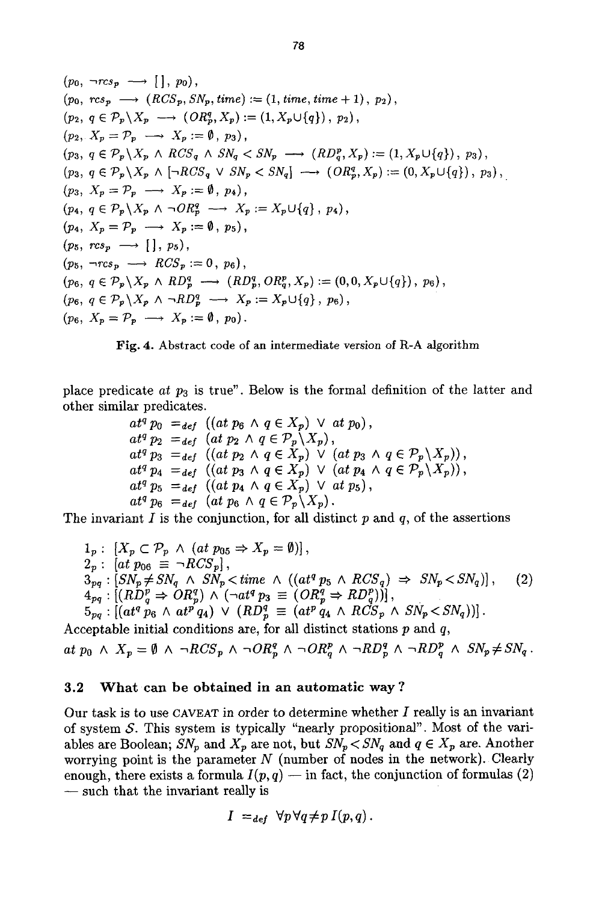$$(p_0,\ \neg rcs_p \longrightarrow [\,],\ p_0),$$
$$(p_0,\ rcs_p \longrightarrow (RCS_p, SN_p, time) := (1, time, time+1),\ p_2),$$
$$(p_2,\ q \in \mathcal{P}_p \backslash X_p \longrightarrow (OR_p^q, X_p) := (1, X_p \cup \{q\}),\ p_2),$$
$$(p_2,\ X_p = \mathcal{P}_p \longrightarrow X_p := \emptyset,\ p_3),$$
$$(p_3,\ q \in \mathcal{P}_p \backslash X_p \wedge RCS_q \wedge SN_q < SN_p \longrightarrow (RD_q^p, X_p) := (1, X_p \cup \{q\}),\ p_3),$$
$$(p_3,\ q \in \mathcal{P}_p \backslash X_p \wedge [\neg RCS_q \vee SN_p < SN_q] \longrightarrow (OR_p^q, X_p) := (0, X_p \cup \{q\}),\ p_3),$$
$$(p_3,\ X_p = \mathcal{P}_p \longrightarrow X_p := \emptyset,\ p_4),$$
$$(p_4,\ q \in \mathcal{P}_p \backslash X_p \wedge \neg OR_p^q \longrightarrow X_p := X_p \cup \{q\},\ p_4),$$
$$(p_4,\ X_p = \mathcal{P}_p \longrightarrow X_p := \emptyset,\ p_5),$$
$$(p_5,\ rcs_p \longrightarrow [\,],\ p_5),$$
$$(p_5,\ \neg rcs_p \longrightarrow RCS_p := 0,\ p_6),$$
$$(p_6,\ q \in \mathcal{P}_p \backslash X_p \wedge RD_p^q \longrightarrow (RD_p^q, OR_q^p, X_p) := (0, 0, X_p \cup \{q\}),\ p_6),$$
$$(p_6,\ q \in \mathcal{P}_p \backslash X_p \wedge \neg RD_p^q \longrightarrow X_p := X_p \cup \{q\},\ p_6),$$
$$(p_6,\ X_p = \mathcal{P}_p \longrightarrow X_p := \emptyset,\ p_0).$$

**Fig. 4.** Abstract code of an intermediate version of R-A algorithm

place predicate *at* $p_3$ is true". Below is the formal definition of the latter and other similar predicates.

$$at^q\, p_0 =_{def} ((at\ p_6 \wedge q \in X_p) \vee at\ p_0),$$
$$at^q\, p_2 =_{def} (at\ p_2 \wedge q \in \mathcal{P}_p \backslash X_p),$$
$$at^q\, p_3 =_{def} ((at\ p_2 \wedge q \in X_p) \vee (at\ p_3 \wedge q \in \mathcal{P}_p \backslash X_p)),$$
$$at^q\, p_4 =_{def} ((at\ p_3 \wedge q \in X_p) \vee (at\ p_4 \wedge q \in \mathcal{P}_p \backslash X_p)),$$
$$at^q\, p_5 =_{def} ((at\ p_4 \wedge q \in X_p) \vee at\ p_5),$$
$$at^q\, p_6 =_{def} (at\ p_6 \wedge q \in \mathcal{P}_p \backslash X_p).$$

The invariant $I$ is the conjunction, for all distinct $p$ and $q$, of the assertions

$$
\begin{aligned}
&1_p : [X_p \subset \mathcal{P}_p \wedge (at\ p_{05} \Rightarrow X_p = \emptyset)],\\
&2_p : [at\ p_{06} \equiv \neg RCS_p],\\
&3_{pq} : [SN_p \neq SN_q \wedge SN_p < time \wedge ((at^q\, p_5 \wedge RCS_q) \Rightarrow SN_p < SN_q)], \qquad (2)\\
&4_{pq} : [(RD_q^p \Rightarrow OR_p^q) \wedge (\neg at^q\, p_3 \equiv (OR_p^q \Rightarrow RD_q^p))],\\
&5_{pq} : [(at^q\, p_6 \wedge at^p\, q_4) \vee (RD_p^q \equiv (at^p\, q_4 \wedge RCS_p \wedge SN_p < SN_q))].
\end{aligned}
$$

Acceptable initial conditions are, for all distinct stations $p$ and $q$,

$$at\ p_0 \wedge X_p = \emptyset \wedge \neg RCS_p \wedge \neg OR_p^q \wedge \neg OR_q^p \wedge \neg RD_p^q \wedge \neg RD_q^p \wedge SN_p \neq SN_q.$$

### 3.2 What can be obtained in an automatic way?

Our task is to use CAVEAT in order to determine whether $I$ really is an invariant of system $\mathcal{S}$. This system is typically "nearly propositional". Most of the variables are Boolean; $SN_p$ and $X_p$ are not, but $SN_p < SN_q$ and $q \in X_p$ are. Another worrying point is the parameter $N$ (number of nodes in the network). Clearly enough, there exists a formula $I(p,q)$ — in fact, the conjunction of formulas (2) — such that the invariant really is

$$I =_{def} \forall p \forall q \neq p\, I(p,q).$$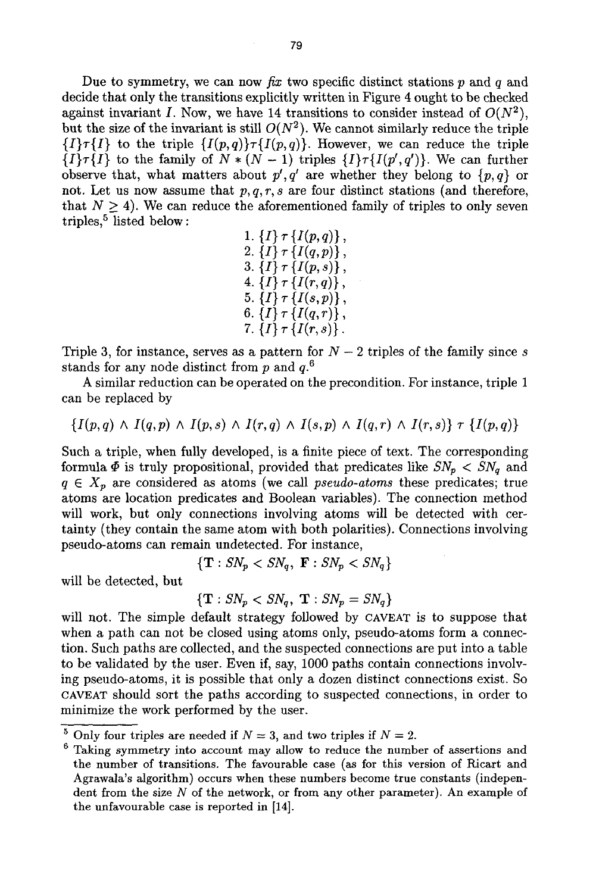Due to symmetry, we can now *fix* two specific distinct stations $p$ and $q$ and decide that only the transitions explicitly written in Figure 4 ought to be checked against invariant $I$. Now, we have 14 transitions to consider instead of $O(N^2)$, but the size of the invariant is still $O(N^2)$. We cannot similarly reduce the triple $\{I\}\tau\{I\}$ to the triple $\{I(p,q)\}\tau\{I(p,q)\}$. However, we can reduce the triple $\{I\}\tau\{I\}$ to the family of $N*(N-1)$ triples $\{I\}\tau\{I(p',q')\}$. We can further observe that, what matters about $p', q'$ are whether they belong to $\{p, q\}$ or not. Let us now assume that $p, q, r, s$ are four distinct stations (and therefore, that $N \geq 4$). We can reduce the aforementioned family of triples to only seven triples,[5] listed below:

1. $\{I\}\,\tau\,\{I(p,q)\}$,
2. $\{I\}\,\tau\,\{I(q,p)\}$,
3. $\{I\}\,\tau\,\{I(p,s)\}$,
4. $\{I\}\,\tau\,\{I(r,q)\}$,
5. $\{I\}\,\tau\,\{I(s,p)\}$,
6. $\{I\}\,\tau\,\{I(q,r)\}$,
7. $\{I\}\,\tau\,\{I(r,s)\}$.

Triple 3, for instance, serves as a pattern for $N-2$ triples of the family since $s$ stands for any node distinct from $p$ and $q$.[6]

A similar reduction can be operated on the precondition. For instance, triple 1 can be replaced by

$$\{I(p,q) \wedge I(q,p) \wedge I(p,s) \wedge I(r,q) \wedge I(s,p) \wedge I(q,r) \wedge I(r,s)\}\ \tau\ \{I(p,q)\}$$

Such a triple, when fully developed, is a finite piece of text. The corresponding formula $\Phi$ is truly propositional, provided that predicates like $SN_p < SN_q$ and $q \in X_p$ are considered as atoms (we call *pseudo-atoms* these predicates; true atoms are location predicates and Boolean variables). The connection method will work, but only connections involving atoms will be detected with certainty (they contain the same atom with both polarities). Connections involving pseudo-atoms can remain undetected. For instance,

$$\{\mathbf{T} : SN_p < SN_q,\ \mathbf{F} : SN_p < SN_q\}$$

will be detected, but

$$\{\mathbf{T} : SN_p < SN_q,\ \mathbf{T} : SN_p = SN_q\}$$

will not. The simple default strategy followed by CAVEAT is to suppose that when a path can not be closed using atoms only, pseudo-atoms form a connection. Such paths are collected, and the suspected connections are put into a table to be validated by the user. Even if, say, 1000 paths contain connections involving pseudo-atoms, it is possible that only a dozen distinct connections exist. So CAVEAT should sort the paths according to suspected connections, in order to minimize the work performed by the user.

---

[5] Only four triples are needed if $N = 3$, and two triples if $N = 2$.

[6] Taking symmetry into account may allow to reduce the number of assertions and the number of transitions. The favourable case (as for this version of Ricart and Agrawala's algorithm) occurs when these numbers become true constants (independent from the size $N$ of the network, or from any other parameter). An example of the unfavourable case is reported in [14].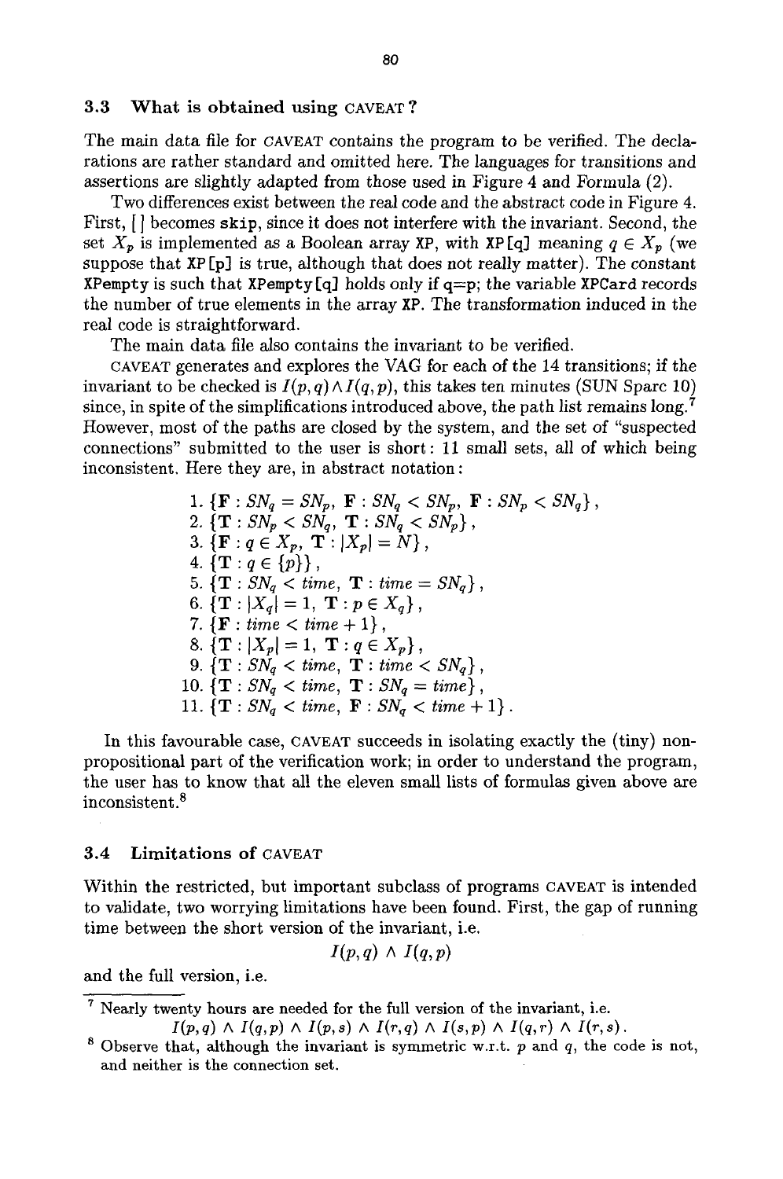### 3.3 What is obtained using CAVEAT?

The main data file for CAVEAT contains the program to be verified. The declarations are rather standard and omitted here. The languages for transitions and assertions are slightly adapted from those used in Figure 4 and Formula (2).

Two differences exist between the real code and the abstract code in Figure 4. First, [ ] becomes `skip`, since it does not interfere with the invariant. Second, the set $X_p$ is implemented as a Boolean array `XP`, with `XP[q]` meaning $q \in X_p$ (we suppose that `XP[p]` is true, although that does not really matter). The constant `XPempty` is such that `XPempty[q]` holds only if `q=p`; the variable `XPCard` records the number of true elements in the array `XP`. The transformation induced in the real code is straightforward.

The main data file also contains the invariant to be verified.

CAVEAT generates and explores the VAG for each of the 14 transitions; if the invariant to be checked is $I(p,q) \wedge I(q,p)$, this takes ten minutes (SUN Sparc 10) since, in spite of the simplifications introduced above, the path list remains long.[7] However, most of the paths are closed by the system, and the set of "suspected connections" submitted to the user is short: 11 small sets, all of which being inconsistent. Here they are, in abstract notation:

1. $\{\mathbf{F} : SN_q = SN_p,\ \mathbf{F} : SN_q < SN_p,\ \mathbf{F} : SN_p < SN_q\}$,
2. $\{\mathbf{T} : SN_p < SN_q,\ \mathbf{T} : SN_q < SN_p\}$,
3. $\{\mathbf{F} : q \in X_p,\ \mathbf{T} : |X_p| = N\}$,
4. $\{\mathbf{T} : q \in \{p\}\}$,
5. $\{\mathbf{T} : SN_q < time,\ \mathbf{T} : time = SN_q\}$,
6. $\{\mathbf{T} : |X_q| = 1,\ \mathbf{T} : p \in X_q\}$,
7. $\{\mathbf{F} : time < time + 1\}$,
8. $\{\mathbf{T} : |X_p| = 1,\ \mathbf{T} : q \in X_p\}$,
9. $\{\mathbf{T} : SN_q < time,\ \mathbf{T} : time < SN_q\}$,
10. $\{\mathbf{T} : SN_q < time,\ \mathbf{T} : SN_q = time\}$,
11. $\{\mathbf{T} : SN_q < time,\ \mathbf{F} : SN_q < time + 1\}$.

In this favourable case, CAVEAT succeeds in isolating exactly the (tiny) non-propositional part of the verification work; in order to understand the program, the user has to know that all the eleven small lists of formulas given above are inconsistent.[8]

### 3.4 Limitations of CAVEAT

Within the restricted, but important subclass of programs CAVEAT is intended to validate, two worrying limitations have been found. First, the gap of running time between the short version of the invariant, i.e.

$$I(p,q) \wedge I(q,p)$$

and the full version, i.e.

---

[7] Nearly twenty hours are needed for the full version of the invariant, i.e.
$I(p,q) \wedge I(q,p) \wedge I(p,s) \wedge I(r,q) \wedge I(s,p) \wedge I(q,r) \wedge I(r,s)$.

[8] Observe that, although the invariant is symmetric w.r.t. $p$ and $q$, the code is not, and neither is the connection set.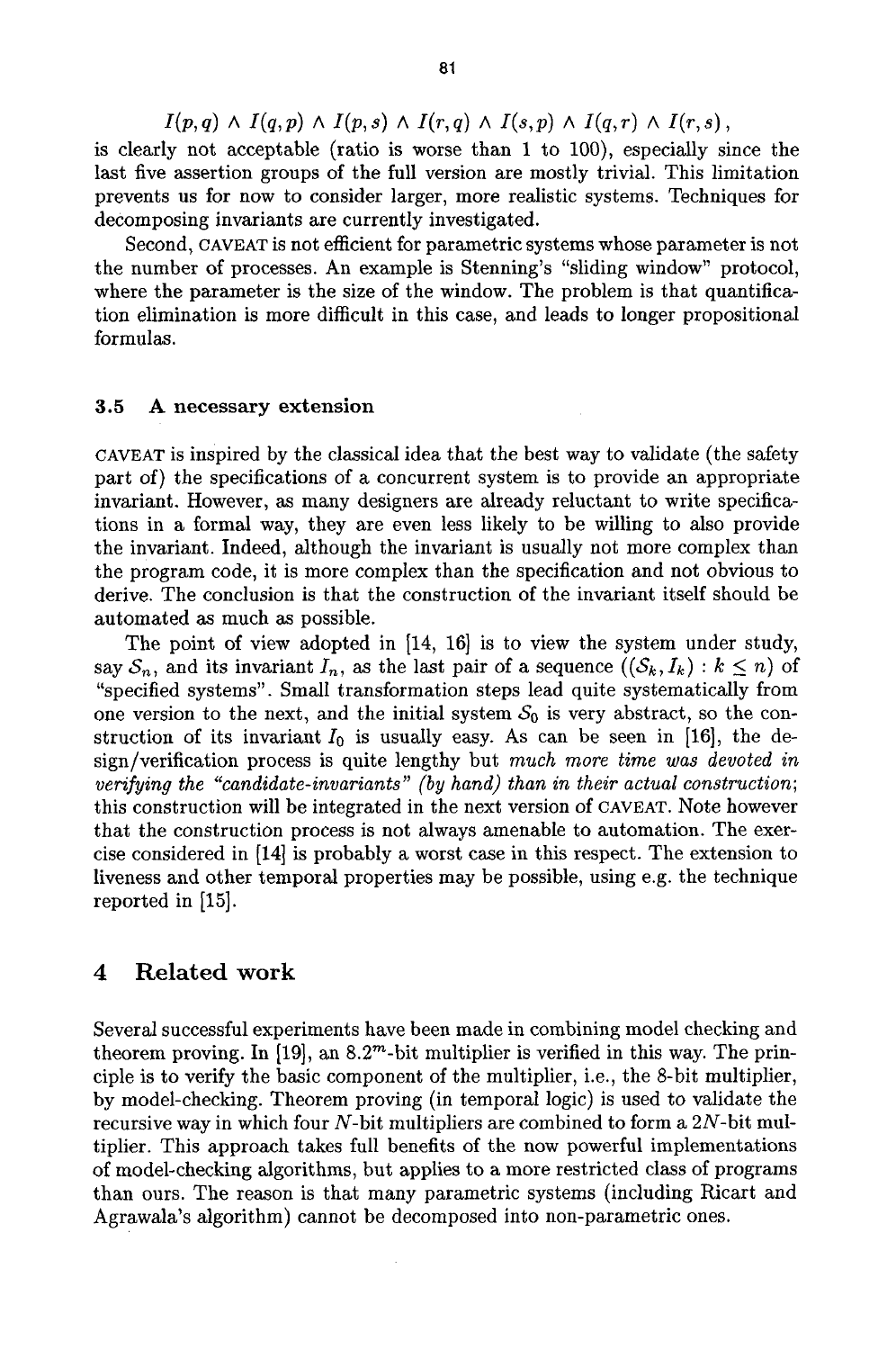$$I(p,q) \wedge I(q,p) \wedge I(p,s) \wedge I(r,q) \wedge I(s,p) \wedge I(q,r) \wedge I(r,s)\,,$$

is clearly not acceptable (ratio is worse than 1 to 100), especially since the last five assertion groups of the full version are mostly trivial. This limitation prevents us for now to consider larger, more realistic systems. Techniques for decomposing invariants are currently investigated.

Second, CAVEAT is not efficient for parametric systems whose parameter is not the number of processes. An example is Stenning's "sliding window" protocol, where the parameter is the size of the window. The problem is that quantification elimination is more difficult in this case, and leads to longer propositional formulas.

### 3.5 A necessary extension

CAVEAT is inspired by the classical idea that the best way to validate (the safety part of) the specifications of a concurrent system is to provide an appropriate invariant. However, as many designers are already reluctant to write specifications in a formal way, they are even less likely to be willing to also provide the invariant. Indeed, although the invariant is usually not more complex than the program code, it is more complex than the specification and not obvious to derive. The conclusion is that the construction of the invariant itself should be automated as much as possible.

The point of view adopted in [14, 16] is to view the system under study, say $\mathcal{S}_n$, and its invariant $I_n$, as the last pair of a sequence $((\mathcal{S}_k, I_k) : k \leq n)$ of "specified systems". Small transformation steps lead quite systematically from one version to the next, and the initial system $\mathcal{S}_0$ is very abstract, so the construction of its invariant $I_0$ is usually easy. As can be seen in [16], the design/verification process is quite lengthy but *much more time was devoted in verifying the "candidate-invariants" (by hand) than in their actual construction*; this construction will be integrated in the next version of CAVEAT. Note however that the construction process is not always amenable to automation. The exercise considered in [14] is probably a worst case in this respect. The extension to liveness and other temporal properties may be possible, using e.g. the technique reported in [15].

## 4 Related work

Several successful experiments have been made in combining model checking and theorem proving. In [19], an $8.2^m$-bit multiplier is verified in this way. The principle is to verify the basic component of the multiplier, i.e., the 8-bit multiplier, by model-checking. Theorem proving (in temporal logic) is used to validate the recursive way in which four $N$-bit multipliers are combined to form a $2N$-bit multiplier. This approach takes full benefits of the now powerful implementations of model-checking algorithms, but applies to a more restricted class of programs than ours. The reason is that many parametric systems (including Ricart and Agrawala's algorithm) cannot be decomposed into non-parametric ones.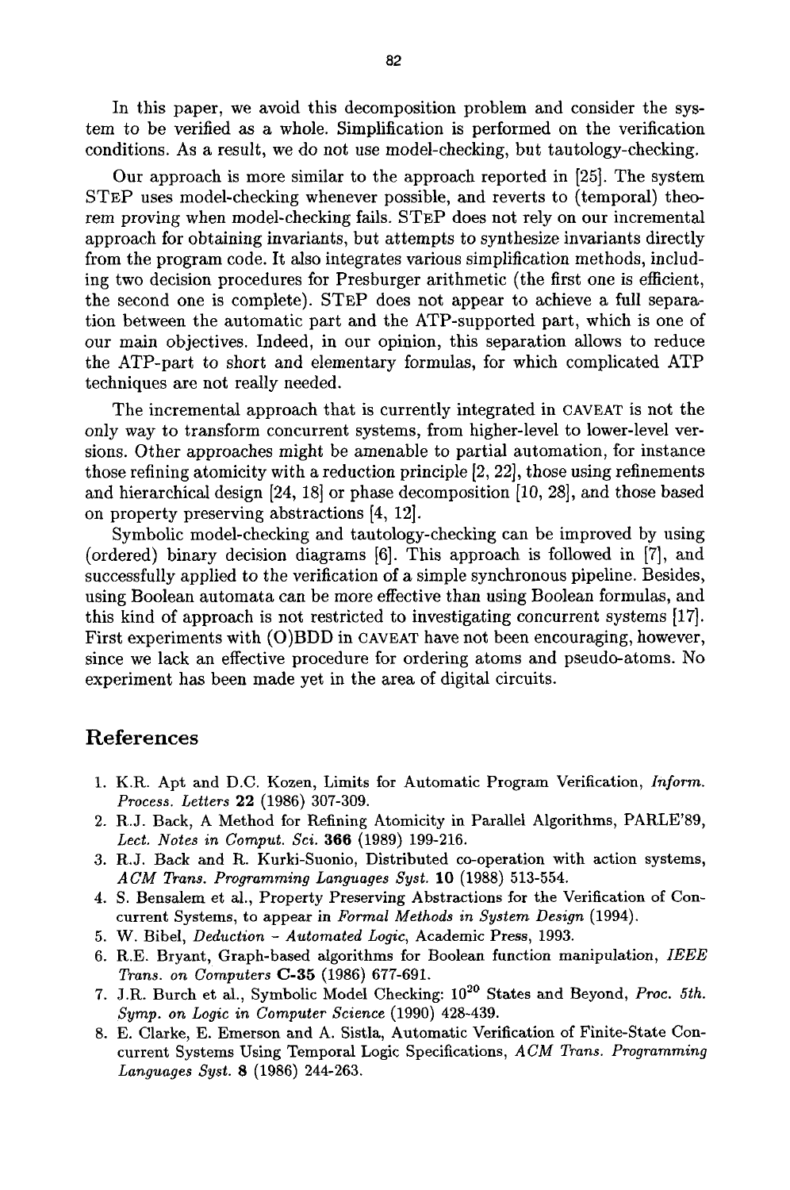In this paper, we avoid this decomposition problem and consider the system to be verified as a whole. Simplification is performed on the verification conditions. As a result, we do not use model-checking, but tautology-checking.

Our approach is more similar to the approach reported in [25]. The system STeP uses model-checking whenever possible, and reverts to (temporal) theorem proving when model-checking fails. STeP does not rely on our incremental approach for obtaining invariants, but attempts to synthesize invariants directly from the program code. It also integrates various simplification methods, including two decision procedures for Presburger arithmetic (the first one is efficient, the second one is complete). STeP does not appear to achieve a full separation between the automatic part and the ATP-supported part, which is one of our main objectives. Indeed, in our opinion, this separation allows to reduce the ATP-part to short and elementary formulas, for which complicated ATP techniques are not really needed.

The incremental approach that is currently integrated in CAVEAT is not the only way to transform concurrent systems, from higher-level to lower-level versions. Other approaches might be amenable to partial automation, for instance those refining atomicity with a reduction principle [2, 22], those using refinements and hierarchical design [24, 18] or phase decomposition [10, 28], and those based on property preserving abstractions [4, 12].

Symbolic model-checking and tautology-checking can be improved by using (ordered) binary decision diagrams [6]. This approach is followed in [7], and successfully applied to the verification of a simple synchronous pipeline. Besides, using Boolean automata can be more effective than using Boolean formulas, and this kind of approach is not restricted to investigating concurrent systems [17]. First experiments with (O)BDD in CAVEAT have not been encouraging, however, since we lack an effective procedure for ordering atoms and pseudo-atoms. No experiment has been made yet in the area of digital circuits.

## References

1. K.R. Apt and D.C. Kozen, Limits for Automatic Program Verification, *Inform. Process. Letters* **22** (1986) 307-309.
2. R.J. Back, A Method for Refining Atomicity in Parallel Algorithms, PARLE'89, *Lect. Notes in Comput. Sci.* **366** (1989) 199-216.
3. R.J. Back and R. Kurki-Suonio, Distributed co-operation with action systems, *ACM Trans. Programming Languages Syst.* **10** (1988) 513-554.
4. S. Bensalem et al., Property Preserving Abstractions for the Verification of Concurrent Systems, to appear in *Formal Methods in System Design* (1994).
5. W. Bibel, *Deduction - Automated Logic*, Academic Press, 1993.
6. R.E. Bryant, Graph-based algorithms for Boolean function manipulation, *IEEE Trans. on Computers* **C-35** (1986) 677-691.
7. J.R. Burch et al., Symbolic Model Checking: $10^{20}$ States and Beyond, *Proc. 5th. Symp. on Logic in Computer Science* (1990) 428-439.
8. E. Clarke, E. Emerson and A. Sistla, Automatic Verification of Finite-State Concurrent Systems Using Temporal Logic Specifications, *ACM Trans. Programming Languages Syst.* **8** (1986) 244-263.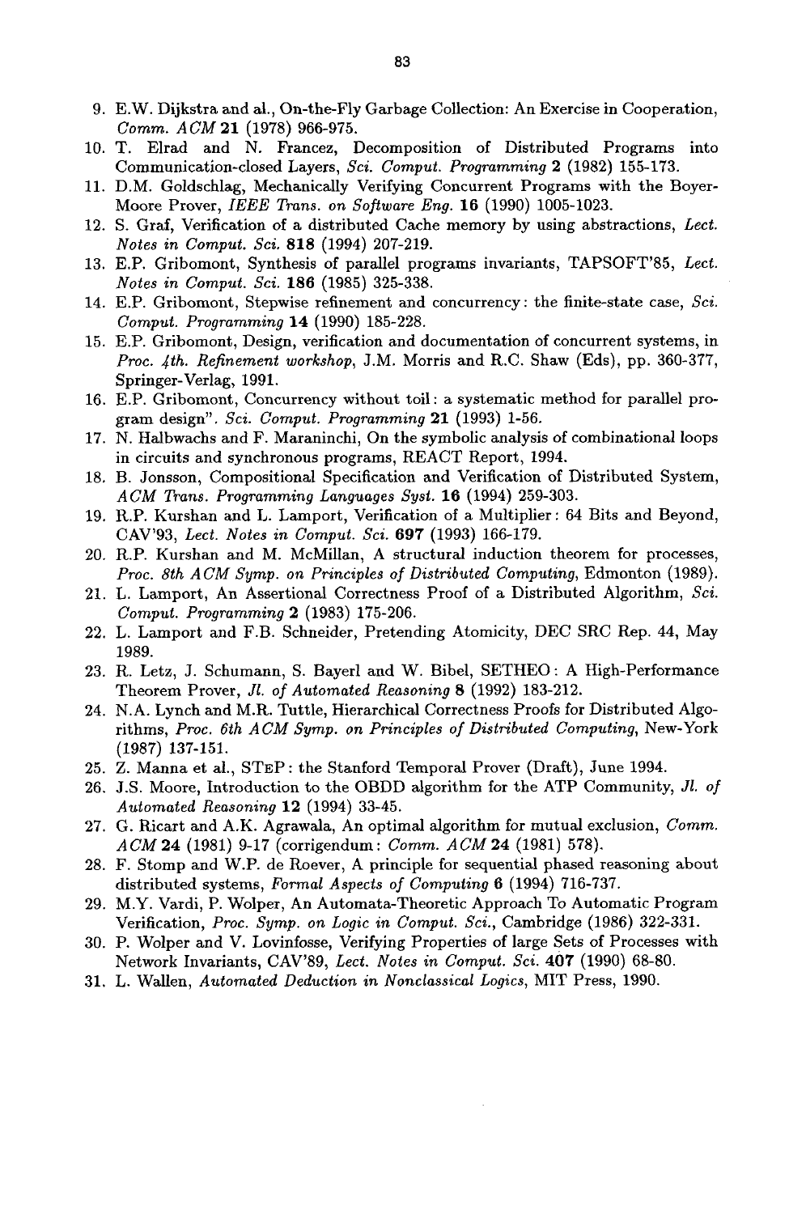9. E.W. Dijkstra and al., On-the-Fly Garbage Collection: An Exercise in Cooperation, *Comm. ACM* **21** (1978) 966-975.
10. T. Elrad and N. Francez, Decomposition of Distributed Programs into Communication-closed Layers, *Sci. Comput. Programming* **2** (1982) 155-173.
11. D.M. Goldschlag, Mechanically Verifying Concurrent Programs with the Boyer-Moore Prover, *IEEE Trans. on Software Eng.* **16** (1990) 1005-1023.
12. S. Graf, Verification of a distributed Cache memory by using abstractions, *Lect. Notes in Comput. Sci.* **818** (1994) 207-219.
13. E.P. Gribomont, Synthesis of parallel programs invariants, TAPSOFT'85, *Lect. Notes in Comput. Sci.* **186** (1985) 325-338.
14. E.P. Gribomont, Stepwise refinement and concurrency: the finite-state case, *Sci. Comput. Programming* **14** (1990) 185-228.
15. E.P. Gribomont, Design, verification and documentation of concurrent systems, in *Proc. 4th. Refinement workshop*, J.M. Morris and R.C. Shaw (Eds), pp. 360-377, Springer-Verlag, 1991.
16. E.P. Gribomont, Concurrency without toil: a systematic method for parallel program design". *Sci. Comput. Programming* **21** (1993) 1-56.
17. N. Halbwachs and F. Maraninchi, On the symbolic analysis of combinational loops in circuits and synchronous programs, REACT Report, 1994.
18. B. Jonsson, Compositional Specification and Verification of Distributed System, *ACM Trans. Programming Languages Syst.* **16** (1994) 259-303.
19. R.P. Kurshan and L. Lamport, Verification of a Multiplier: 64 Bits and Beyond, CAV'93, *Lect. Notes in Comput. Sci.* **697** (1993) 166-179.
20. R.P. Kurshan and M. McMillan, A structural induction theorem for processes, *Proc. 8th ACM Symp. on Principles of Distributed Computing*, Edmonton (1989).
21. L. Lamport, An Assertional Correctness Proof of a Distributed Algorithm, *Sci. Comput. Programming* **2** (1983) 175-206.
22. L. Lamport and F.B. Schneider, Pretending Atomicity, DEC SRC Rep. 44, May 1989.
23. R. Letz, J. Schumann, S. Bayerl and W. Bibel, SETHEO: A High-Performance Theorem Prover, *Jl. of Automated Reasoning* **8** (1992) 183-212.
24. N.A. Lynch and M.R. Tuttle, Hierarchical Correctness Proofs for Distributed Algorithms, *Proc. 6th ACM Symp. on Principles of Distributed Computing*, New-York (1987) 137-151.
25. Z. Manna et al., STeP: the Stanford Temporal Prover (Draft), June 1994.
26. J.S. Moore, Introduction to the OBDD algorithm for the ATP Community, *Jl. of Automated Reasoning* **12** (1994) 33-45.
27. G. Ricart and A.K. Agrawala, An optimal algorithm for mutual exclusion, *Comm. ACM* **24** (1981) 9-17 (corrigendum: *Comm. ACM* **24** (1981) 578).
28. F. Stomp and W.P. de Roever, A principle for sequential phased reasoning about distributed systems, *Formal Aspects of Computing* **6** (1994) 716-737.
29. M.Y. Vardi, P. Wolper, An Automata-Theoretic Approach To Automatic Program Verification, *Proc. Symp. on Logic in Comput. Sci.*, Cambridge (1986) 322-331.
30. P. Wolper and V. Lovinfosse, Verifying Properties of large Sets of Processes with Network Invariants, CAV'89, *Lect. Notes in Comput. Sci.* **407** (1990) 68-80.
31. L. Wallen, *Automated Deduction in Nonclassical Logics*, MIT Press, 1990.